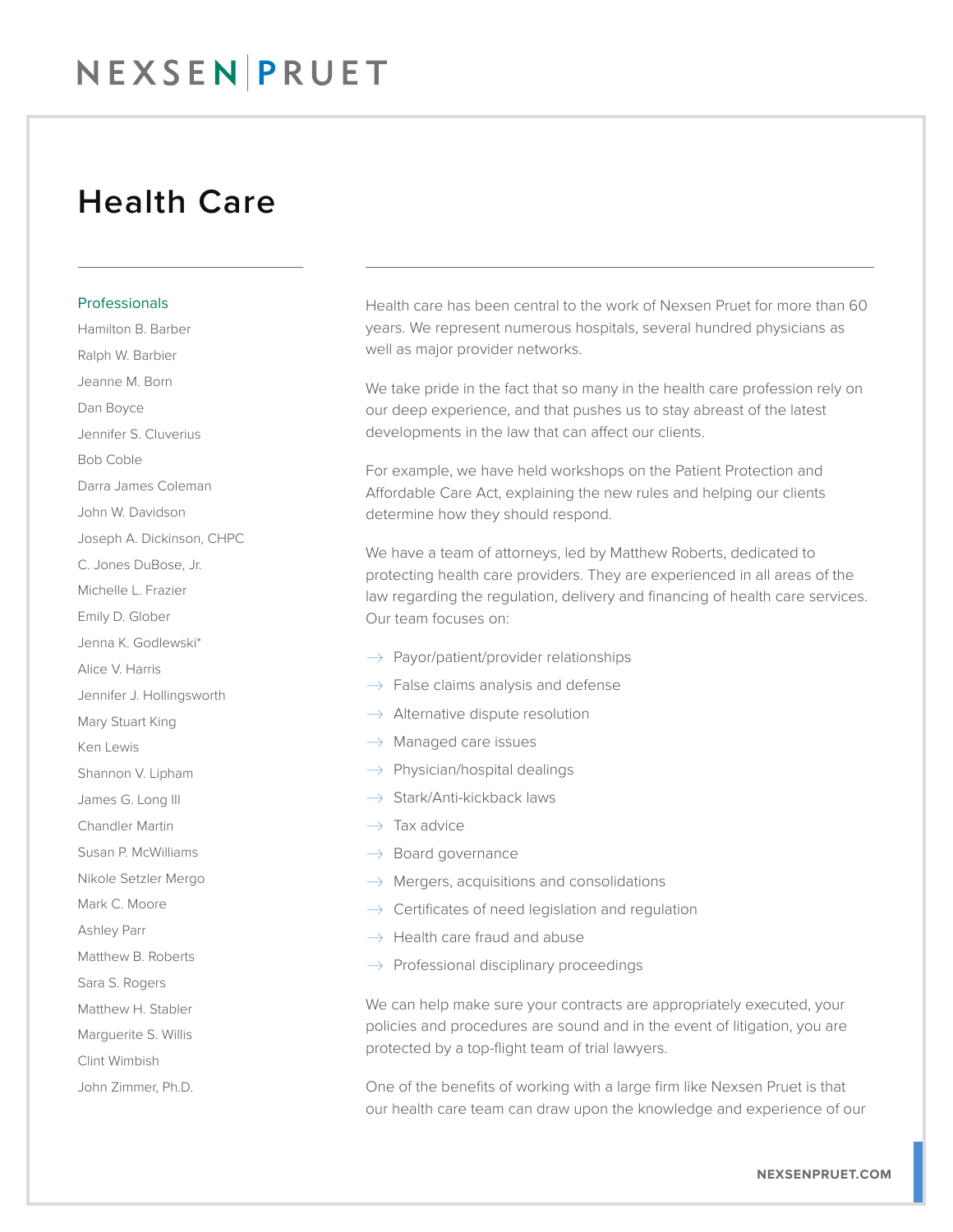# NEXSEN PRUET

## Health Care

### Professionals

Hamilton B. Barber
Ralph W. Barbier
Jeanne M. Born
Dan Boyce
Jennifer S. Cluverius
Bob Coble
Darra James Coleman
John W. Davidson
Joseph A. Dickinson, CHPC
C. Jones DuBose, Jr.
Michelle L. Frazier
Emily D. Glober
Jenna K. Godlewski*
Alice V. Harris
Jennifer J. Hollingsworth
Mary Stuart King
Ken Lewis
Shannon V. Lipham
James G. Long III
Chandler Martin
Susan P. McWilliams
Nikole Setzler Mergo
Mark C. Moore
Ashley Parr
Matthew B. Roberts
Sara S. Rogers
Matthew H. Stabler
Marguerite S. Willis
Clint Wimbish
John Zimmer, Ph.D.

Health care has been central to the work of Nexsen Pruet for more than 60 years. We represent numerous hospitals, several hundred physicians as well as major provider networks.

We take pride in the fact that so many in the health care profession rely on our deep experience, and that pushes us to stay abreast of the latest developments in the law that can affect our clients.

For example, we have held workshops on the Patient Protection and Affordable Care Act, explaining the new rules and helping our clients determine how they should respond.

We have a team of attorneys, led by Matthew Roberts, dedicated to protecting health care providers. They are experienced in all areas of the law regarding the regulation, delivery and financing of health care services. Our team focuses on:

- Payor/patient/provider relationships
- False claims analysis and defense
- Alternative dispute resolution
- Managed care issues
- Physician/hospital dealings
- Stark/Anti-kickback laws
- Tax advice
- Board governance
- Mergers, acquisitions and consolidations
- Certificates of need legislation and regulation
- Health care fraud and abuse
- Professional disciplinary proceedings

We can help make sure your contracts are appropriately executed, your policies and procedures are sound and in the event of litigation, you are protected by a top-flight team of trial lawyers.

One of the benefits of working with a large firm like Nexsen Pruet is that our health care team can draw upon the knowledge and experience of our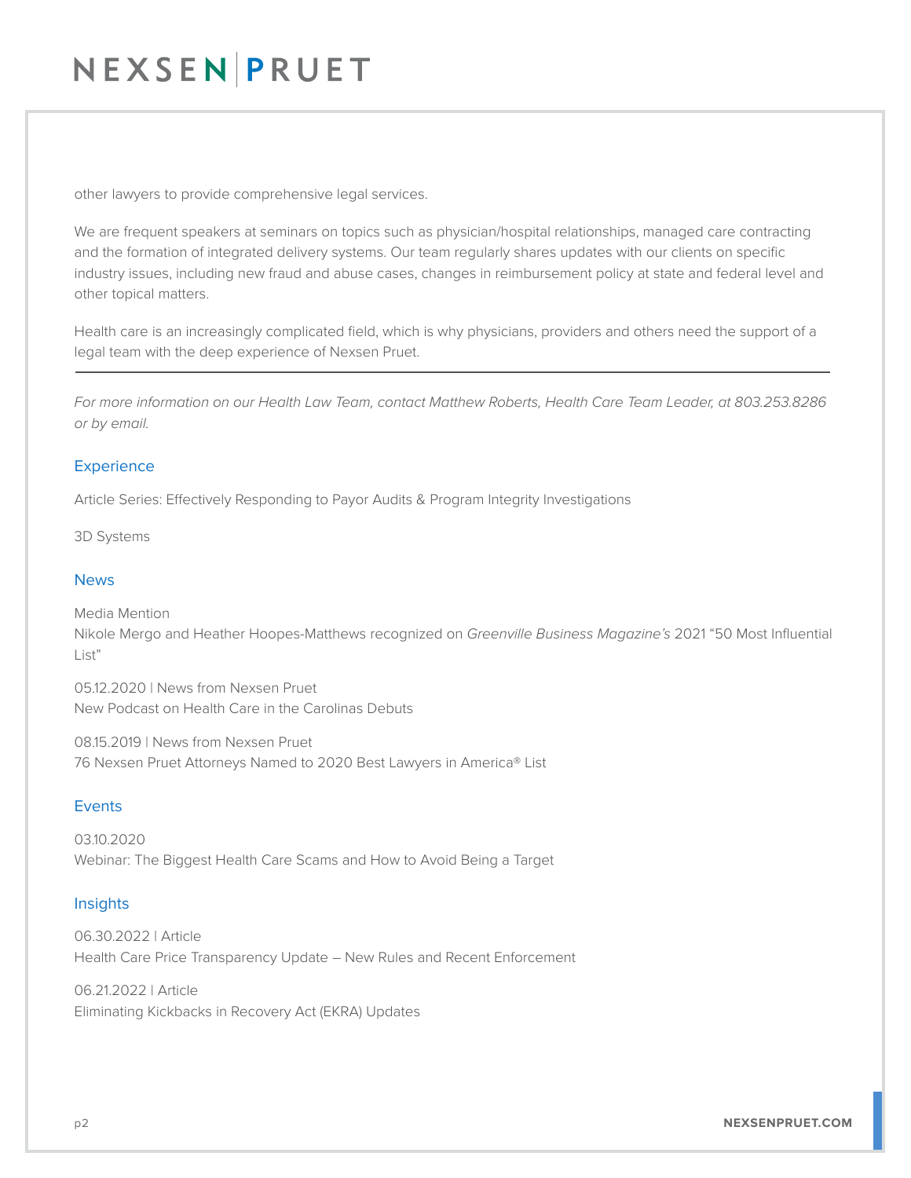other lawyers to provide comprehensive legal services.

We are frequent speakers at seminars on topics such as physician/hospital relationships, managed care contracting and the formation of integrated delivery systems. Our team regularly shares updates with our clients on specific industry issues, including new fraud and abuse cases, changes in reimbursement policy at state and federal level and other topical matters.

Health care is an increasingly complicated field, which is why physicians, providers and others need the support of a legal team with the deep experience of Nexsen Pruet.

---

*For more information on our Health Law Team, contact Matthew Roberts, Health Care Team Leader, at 803.253.8286 or by email.*

## Experience

Article Series: Effectively Responding to Payor Audits & Program Integrity Investigations

3D Systems

## News

Media Mention
Nikole Mergo and Heather Hoopes-Matthews recognized on *Greenville Business Magazine's* 2021 "50 Most Influential List"

05.12.2020 | News from Nexsen Pruet
New Podcast on Health Care in the Carolinas Debuts

08.15.2019 | News from Nexsen Pruet
76 Nexsen Pruet Attorneys Named to 2020 Best Lawyers in America® List

## Events

03.10.2020
Webinar: The Biggest Health Care Scams and How to Avoid Being a Target

## Insights

06.30.2022 | Article
Health Care Price Transparency Update – New Rules and Recent Enforcement

06.21.2022 | Article
Eliminating Kickbacks in Recovery Act (EKRA) Updates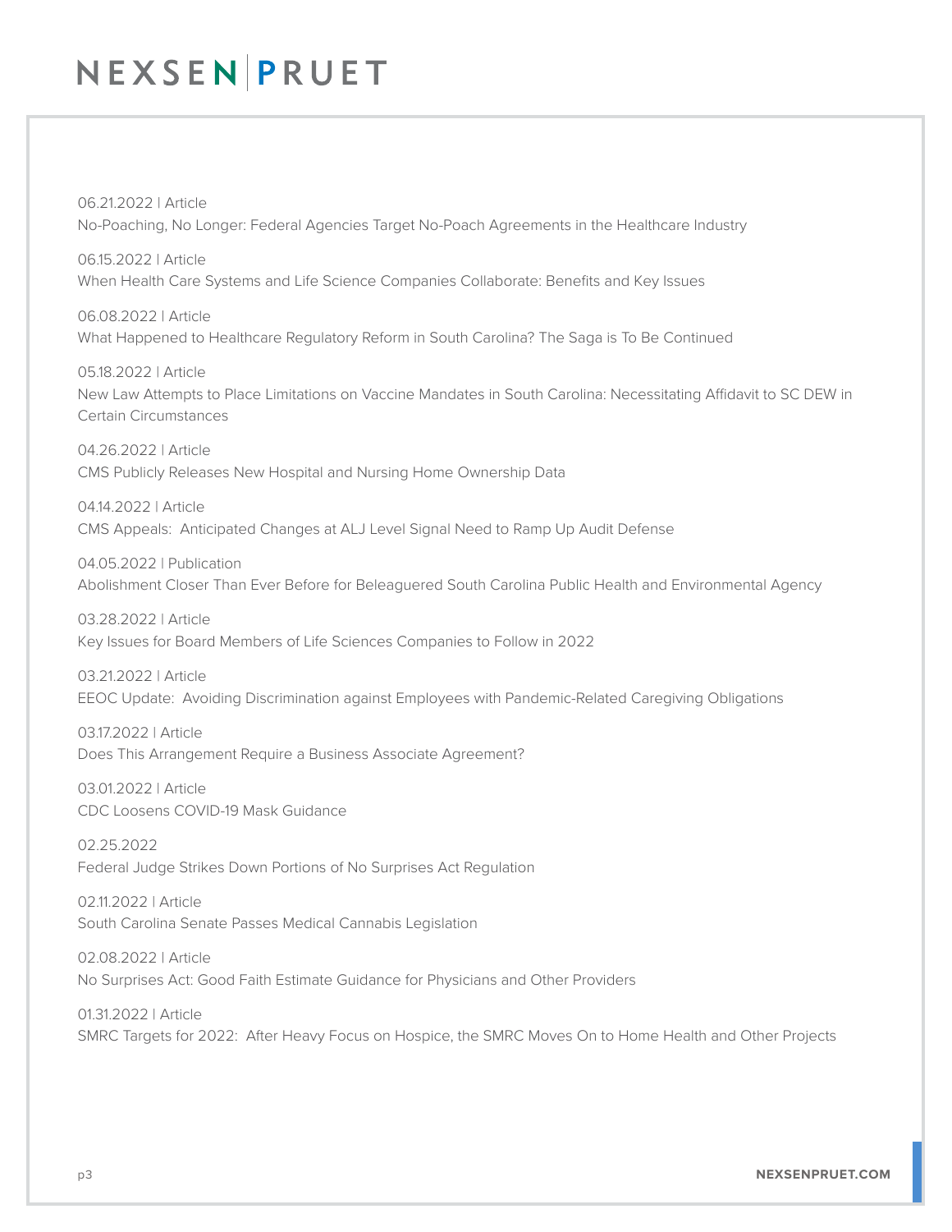06.21.2022 | Article
No-Poaching, No Longer: Federal Agencies Target No-Poach Agreements in the Healthcare Industry

06.15.2022 | Article
When Health Care Systems and Life Science Companies Collaborate: Benefits and Key Issues

06.08.2022 | Article
What Happened to Healthcare Regulatory Reform in South Carolina? The Saga is To Be Continued

05.18.2022 | Article
New Law Attempts to Place Limitations on Vaccine Mandates in South Carolina: Necessitating Affidavit to SC DEW in Certain Circumstances

04.26.2022 | Article
CMS Publicly Releases New Hospital and Nursing Home Ownership Data

04.14.2022 | Article
CMS Appeals: Anticipated Changes at ALJ Level Signal Need to Ramp Up Audit Defense

04.05.2022 | Publication
Abolishment Closer Than Ever Before for Beleaguered South Carolina Public Health and Environmental Agency

03.28.2022 | Article
Key Issues for Board Members of Life Sciences Companies to Follow in 2022

03.21.2022 | Article
EEOC Update: Avoiding Discrimination against Employees with Pandemic-Related Caregiving Obligations

03.17.2022 | Article
Does This Arrangement Require a Business Associate Agreement?

03.01.2022 | Article
CDC Loosens COVID-19 Mask Guidance

02.25.2022
Federal Judge Strikes Down Portions of No Surprises Act Regulation

02.11.2022 | Article
South Carolina Senate Passes Medical Cannabis Legislation

02.08.2022 | Article
No Surprises Act: Good Faith Estimate Guidance for Physicians and Other Providers

01.31.2022 | Article
SMRC Targets for 2022: After Heavy Focus on Hospice, the SMRC Moves On to Home Health and Other Projects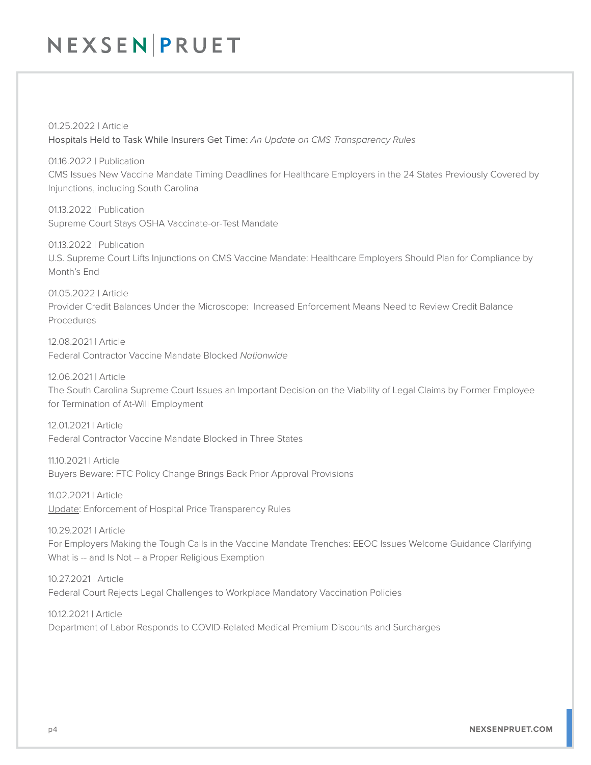01.25.2022 | Article
Hospitals Held to Task While Insurers Get Time: *An Update on CMS Transparency Rules*

01.16.2022 | Publication
CMS Issues New Vaccine Mandate Timing Deadlines for Healthcare Employers in the 24 States Previously Covered by Injunctions, including South Carolina

01.13.2022 | Publication
Supreme Court Stays OSHA Vaccinate-or-Test Mandate

01.13.2022 | Publication
U.S. Supreme Court Lifts Injunctions on CMS Vaccine Mandate: Healthcare Employers Should Plan for Compliance by Month's End

01.05.2022 | Article
Provider Credit Balances Under the Microscope: Increased Enforcement Means Need to Review Credit Balance Procedures

12.08.2021 | Article
Federal Contractor Vaccine Mandate Blocked *Nationwide*

12.06.2021 | Article
The South Carolina Supreme Court Issues an Important Decision on the Viability of Legal Claims by Former Employee for Termination of At-Will Employment

12.01.2021 | Article
Federal Contractor Vaccine Mandate Blocked in Three States

11.10.2021 | Article
Buyers Beware: FTC Policy Change Brings Back Prior Approval Provisions

11.02.2021 | Article
Update: Enforcement of Hospital Price Transparency Rules

10.29.2021 | Article
For Employers Making the Tough Calls in the Vaccine Mandate Trenches: EEOC Issues Welcome Guidance Clarifying What is -- and Is Not -- a Proper Religious Exemption

10.27.2021 | Article
Federal Court Rejects Legal Challenges to Workplace Mandatory Vaccination Policies

10.12.2021 | Article
Department of Labor Responds to COVID-Related Medical Premium Discounts and Surcharges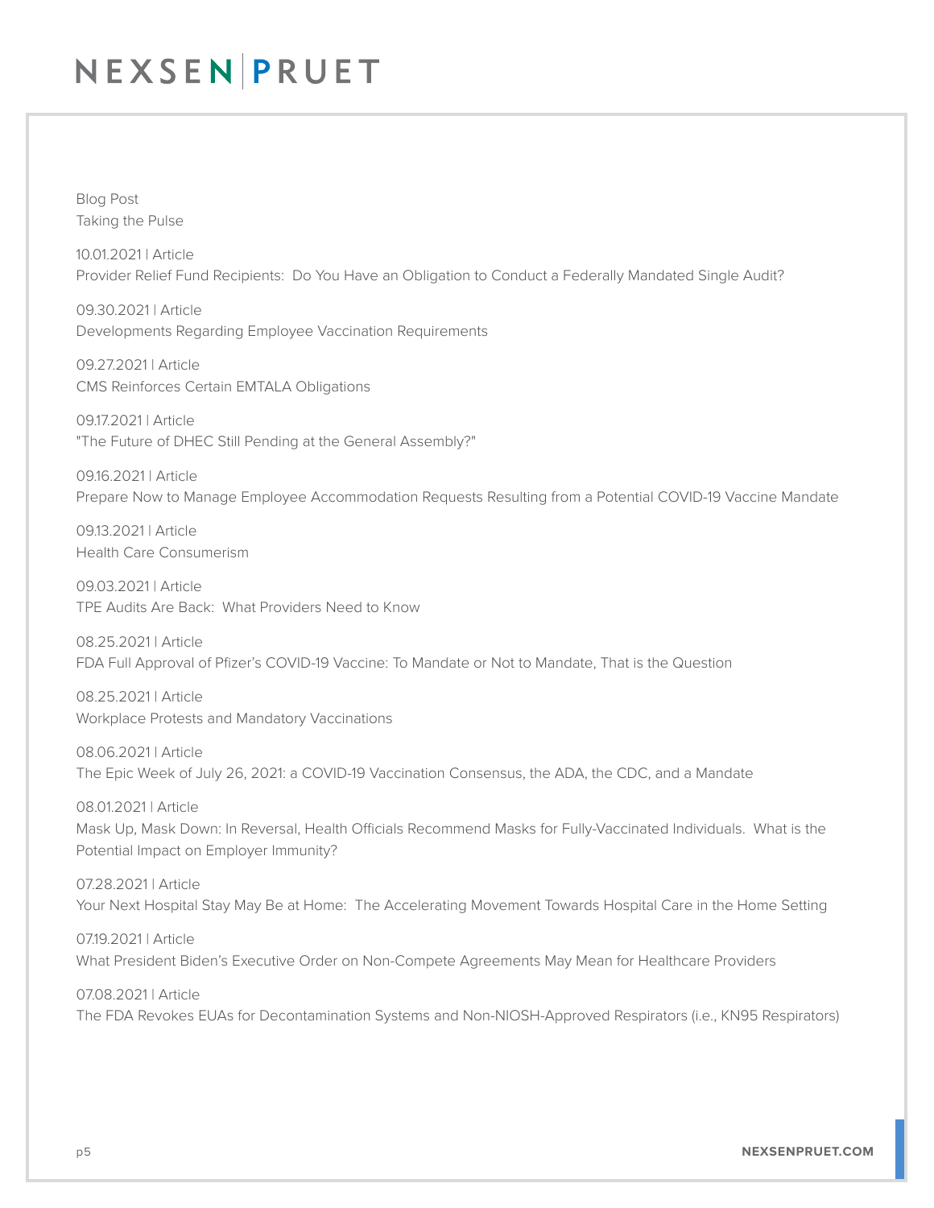Blog Post
Taking the Pulse

10.01.2021 | Article
Provider Relief Fund Recipients: Do You Have an Obligation to Conduct a Federally Mandated Single Audit?

09.30.2021 | Article
Developments Regarding Employee Vaccination Requirements

09.27.2021 | Article
CMS Reinforces Certain EMTALA Obligations

09.17.2021 | Article
"The Future of DHEC Still Pending at the General Assembly?"

09.16.2021 | Article
Prepare Now to Manage Employee Accommodation Requests Resulting from a Potential COVID-19 Vaccine Mandate

09.13.2021 | Article
Health Care Consumerism

09.03.2021 | Article
TPE Audits Are Back: What Providers Need to Know

08.25.2021 | Article
FDA Full Approval of Pfizer's COVID-19 Vaccine: To Mandate or Not to Mandate, That is the Question

08.25.2021 | Article
Workplace Protests and Mandatory Vaccinations

08.06.2021 | Article
The Epic Week of July 26, 2021: a COVID-19 Vaccination Consensus, the ADA, the CDC, and a Mandate

08.01.2021 | Article
Mask Up, Mask Down: In Reversal, Health Officials Recommend Masks for Fully-Vaccinated Individuals. What is the Potential Impact on Employer Immunity?

07.28.2021 | Article
Your Next Hospital Stay May Be at Home: The Accelerating Movement Towards Hospital Care in the Home Setting

07.19.2021 | Article
What President Biden's Executive Order on Non-Compete Agreements May Mean for Healthcare Providers

07.08.2021 | Article
The FDA Revokes EUAs for Decontamination Systems and Non-NIOSH-Approved Respirators (i.e., KN95 Respirators)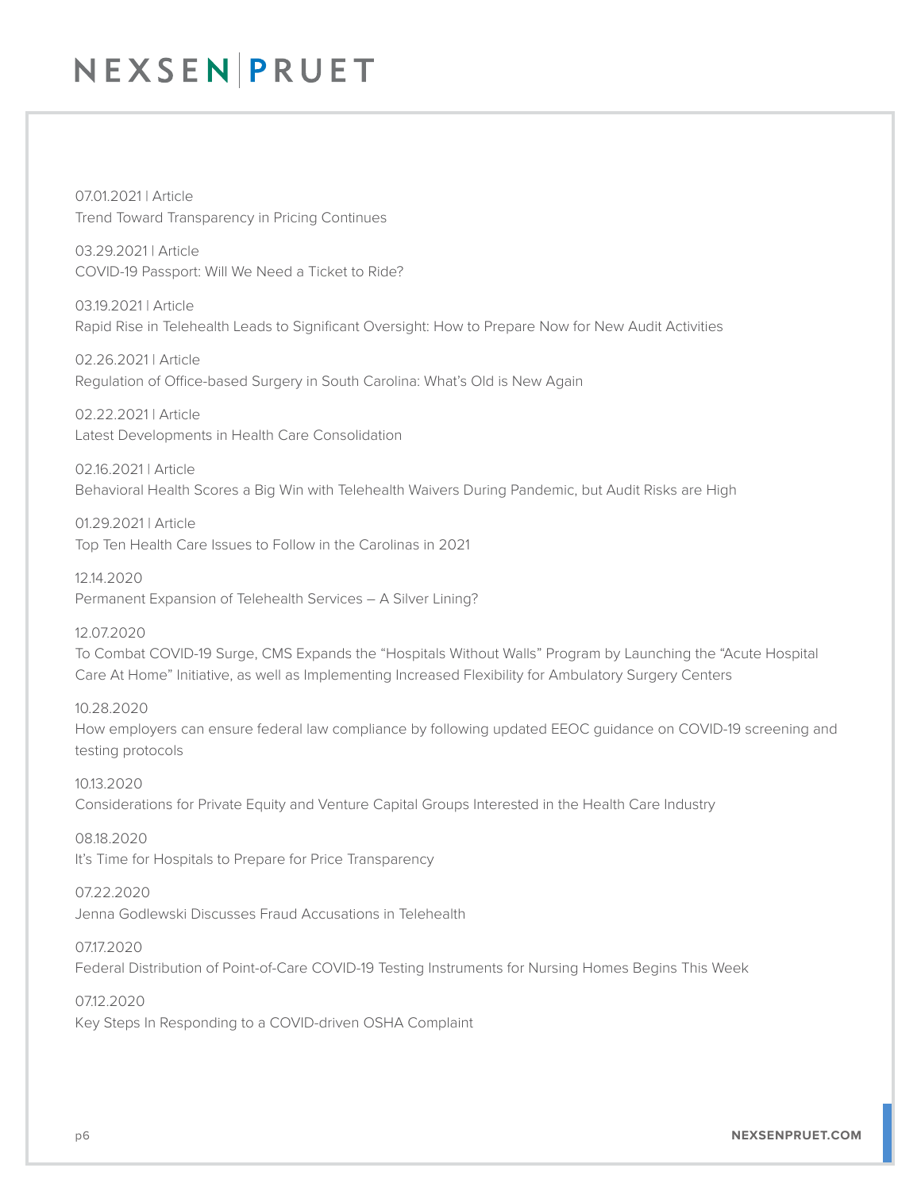07.01.2021 | Article
Trend Toward Transparency in Pricing Continues

03.29.2021 | Article
COVID-19 Passport: Will We Need a Ticket to Ride?

03.19.2021 | Article
Rapid Rise in Telehealth Leads to Significant Oversight: How to Prepare Now for New Audit Activities

02.26.2021 | Article
Regulation of Office-based Surgery in South Carolina: What's Old is New Again

02.22.2021 | Article
Latest Developments in Health Care Consolidation

02.16.2021 | Article
Behavioral Health Scores a Big Win with Telehealth Waivers During Pandemic, but Audit Risks are High

01.29.2021 | Article
Top Ten Health Care Issues to Follow in the Carolinas in 2021

12.14.2020
Permanent Expansion of Telehealth Services – A Silver Lining?

12.07.2020
To Combat COVID-19 Surge, CMS Expands the "Hospitals Without Walls" Program by Launching the "Acute Hospital Care At Home" Initiative, as well as Implementing Increased Flexibility for Ambulatory Surgery Centers

10.28.2020
How employers can ensure federal law compliance by following updated EEOC guidance on COVID-19 screening and testing protocols

10.13.2020
Considerations for Private Equity and Venture Capital Groups Interested in the Health Care Industry

08.18.2020
It's Time for Hospitals to Prepare for Price Transparency

07.22.2020
Jenna Godlewski Discusses Fraud Accusations in Telehealth

07.17.2020
Federal Distribution of Point-of-Care COVID-19 Testing Instruments for Nursing Homes Begins This Week

07.12.2020
Key Steps In Responding to a COVID-driven OSHA Complaint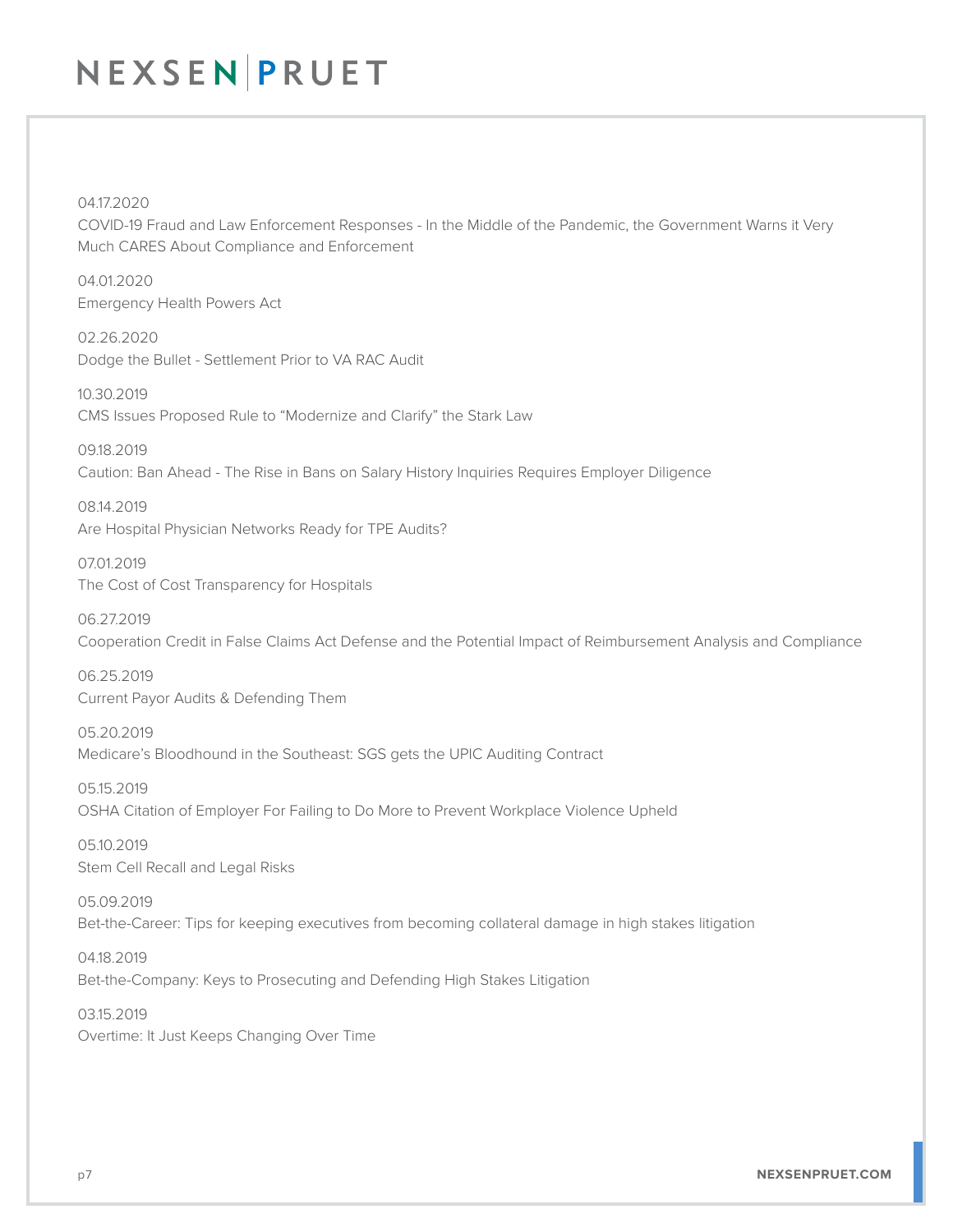04.17.2020
COVID-19 Fraud and Law Enforcement Responses - In the Middle of the Pandemic, the Government Warns it Very Much CARES About Compliance and Enforcement

04.01.2020
Emergency Health Powers Act

02.26.2020
Dodge the Bullet - Settlement Prior to VA RAC Audit

10.30.2019
CMS Issues Proposed Rule to "Modernize and Clarify" the Stark Law

09.18.2019
Caution: Ban Ahead - The Rise in Bans on Salary History Inquiries Requires Employer Diligence

08.14.2019
Are Hospital Physician Networks Ready for TPE Audits?

07.01.2019
The Cost of Cost Transparency for Hospitals

06.27.2019
Cooperation Credit in False Claims Act Defense and the Potential Impact of Reimbursement Analysis and Compliance

06.25.2019
Current Payor Audits & Defending Them

05.20.2019
Medicare's Bloodhound in the Southeast: SGS gets the UPIC Auditing Contract

05.15.2019
OSHA Citation of Employer For Failing to Do More to Prevent Workplace Violence Upheld

05.10.2019
Stem Cell Recall and Legal Risks

05.09.2019
Bet-the-Career: Tips for keeping executives from becoming collateral damage in high stakes litigation

04.18.2019
Bet-the-Company: Keys to Prosecuting and Defending High Stakes Litigation

03.15.2019
Overtime: It Just Keeps Changing Over Time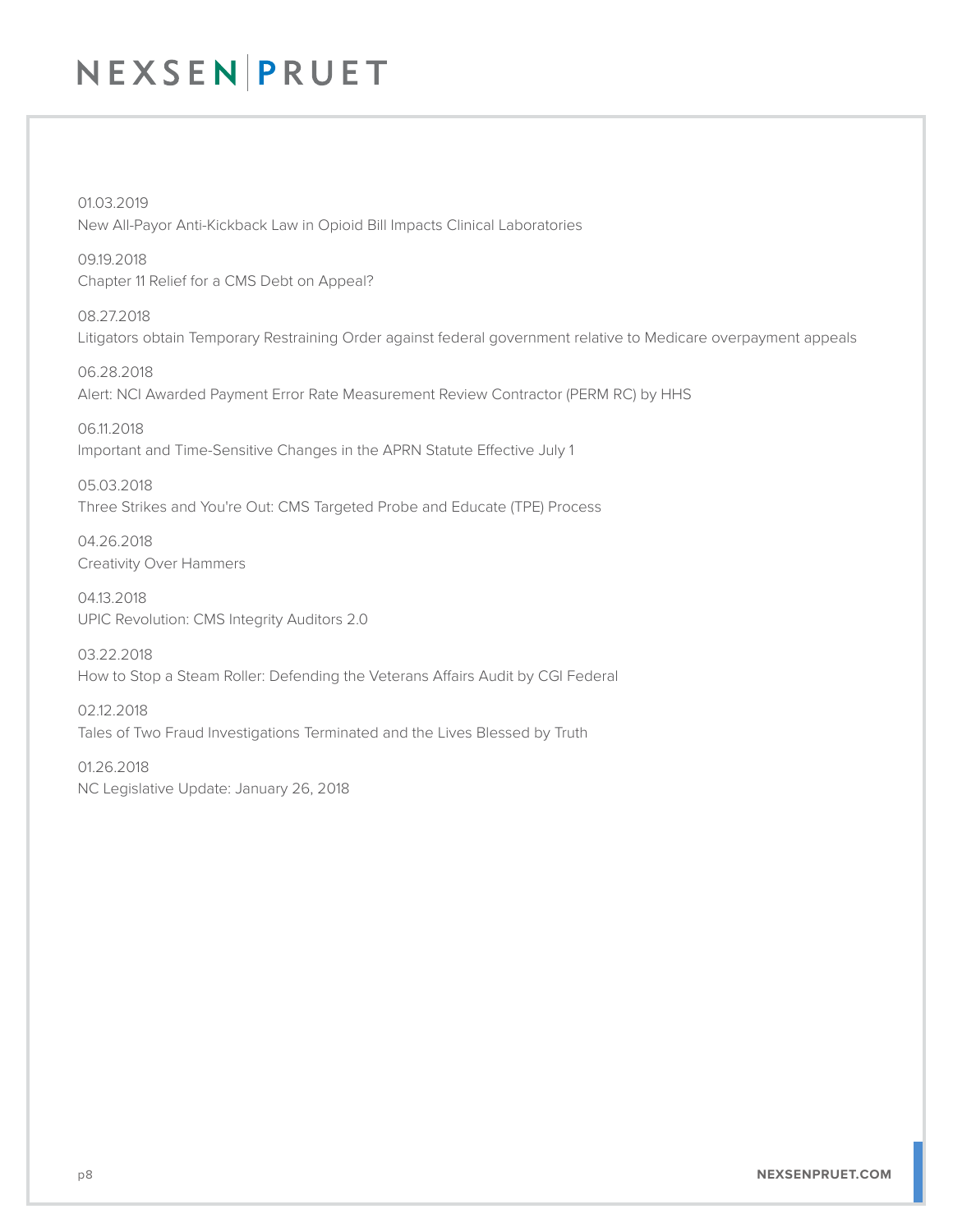01.03.2019
New All-Payor Anti-Kickback Law in Opioid Bill Impacts Clinical Laboratories

09.19.2018
Chapter 11 Relief for a CMS Debt on Appeal?

08.27.2018
Litigators obtain Temporary Restraining Order against federal government relative to Medicare overpayment appeals

06.28.2018
Alert: NCI Awarded Payment Error Rate Measurement Review Contractor (PERM RC) by HHS

06.11.2018
Important and Time-Sensitive Changes in the APRN Statute Effective July 1

05.03.2018
Three Strikes and You're Out: CMS Targeted Probe and Educate (TPE) Process

04.26.2018
Creativity Over Hammers

04.13.2018
UPIC Revolution: CMS Integrity Auditors 2.0

03.22.2018
How to Stop a Steam Roller: Defending the Veterans Affairs Audit by CGI Federal

02.12.2018
Tales of Two Fraud Investigations Terminated and the Lives Blessed by Truth

01.26.2018
NC Legislative Update: January 26, 2018